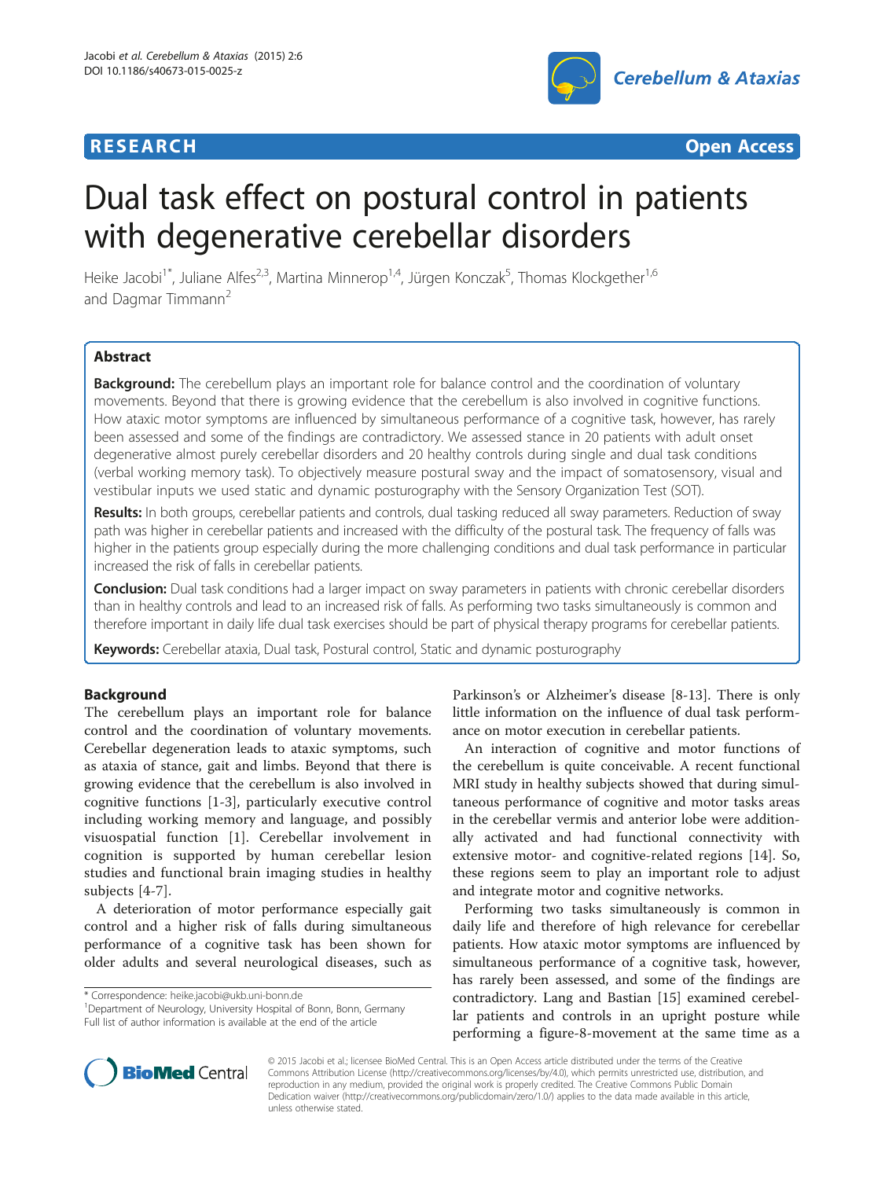**RESEARCH** **Open Access**

# Dual task effect on postural control in patients with degenerative cerebellar disorders

Heike Jacobi[1*], Juliane Alfes[2,3], Martina Minnerop[1,4], Jürgen Konczak[5], Thomas Klockgether[1,6] and Dagmar Timmann[2]

## Abstract

**Background:** The cerebellum plays an important role for balance control and the coordination of voluntary movements. Beyond that there is growing evidence that the cerebellum is also involved in cognitive functions. How ataxic motor symptoms are influenced by simultaneous performance of a cognitive task, however, has rarely been assessed and some of the findings are contradictory. We assessed stance in 20 patients with adult onset degenerative almost purely cerebellar disorders and 20 healthy controls during single and dual task conditions (verbal working memory task). To objectively measure postural sway and the impact of somatosensory, visual and vestibular inputs we used static and dynamic posturography with the Sensory Organization Test (SOT).

**Results:** In both groups, cerebellar patients and controls, dual tasking reduced all sway parameters. Reduction of sway path was higher in cerebellar patients and increased with the difficulty of the postural task. The frequency of falls was higher in the patients group especially during the more challenging conditions and dual task performance in particular increased the risk of falls in cerebellar patients.

**Conclusion:** Dual task conditions had a larger impact on sway parameters in patients with chronic cerebellar disorders than in healthy controls and lead to an increased risk of falls. As performing two tasks simultaneously is common and therefore important in daily life dual task exercises should be part of physical therapy programs for cerebellar patients.

**Keywords:** Cerebellar ataxia, Dual task, Postural control, Static and dynamic posturography

## Background

The cerebellum plays an important role for balance control and the coordination of voluntary movements. Cerebellar degeneration leads to ataxic symptoms, such as ataxia of stance, gait and limbs. Beyond that there is growing evidence that the cerebellum is also involved in cognitive functions [1-3], particularly executive control including working memory and language, and possibly visuospatial function [1]. Cerebellar involvement in cognition is supported by human cerebellar lesion studies and functional brain imaging studies in healthy subjects [4-7].

A deterioration of motor performance especially gait control and a higher risk of falls during simultaneous performance of a cognitive task has been shown for older adults and several neurological diseases, such as Parkinson's or Alzheimer's disease [8-13]. There is only little information on the influence of dual task performance on motor execution in cerebellar patients.

An interaction of cognitive and motor functions of the cerebellum is quite conceivable. A recent functional MRI study in healthy subjects showed that during simultaneous performance of cognitive and motor tasks areas in the cerebellar vermis and anterior lobe were additionally activated and had functional connectivity with extensive motor- and cognitive-related regions [14]. So, these regions seem to play an important role to adjust and integrate motor and cognitive networks.

Performing two tasks simultaneously is common in daily life and therefore of high relevance for cerebellar patients. How ataxic motor symptoms are influenced by simultaneous performance of a cognitive task, however, has rarely been assessed, and some of the findings are contradictory. Lang and Bastian [15] examined cerebellar patients and controls in an upright posture while performing a figure-8-movement at the same time as a

* Correspondence: heike.jacobi@ukb.uni-bonn.de
[1]Department of Neurology, University Hospital of Bonn, Bonn, Germany
Full list of author information is available at the end of the article

© 2015 Jacobi et al.; licensee BioMed Central. This is an Open Access article distributed under the terms of the Creative Commons Attribution License (http://creativecommons.org/licenses/by/4.0), which permits unrestricted use, distribution, and reproduction in any medium, provided the original work is properly credited. The Creative Commons Public Domain Dedication waiver (http://creativecommons.org/publicdomain/zero/1.0/) applies to the data made available in this article, unless otherwise stated.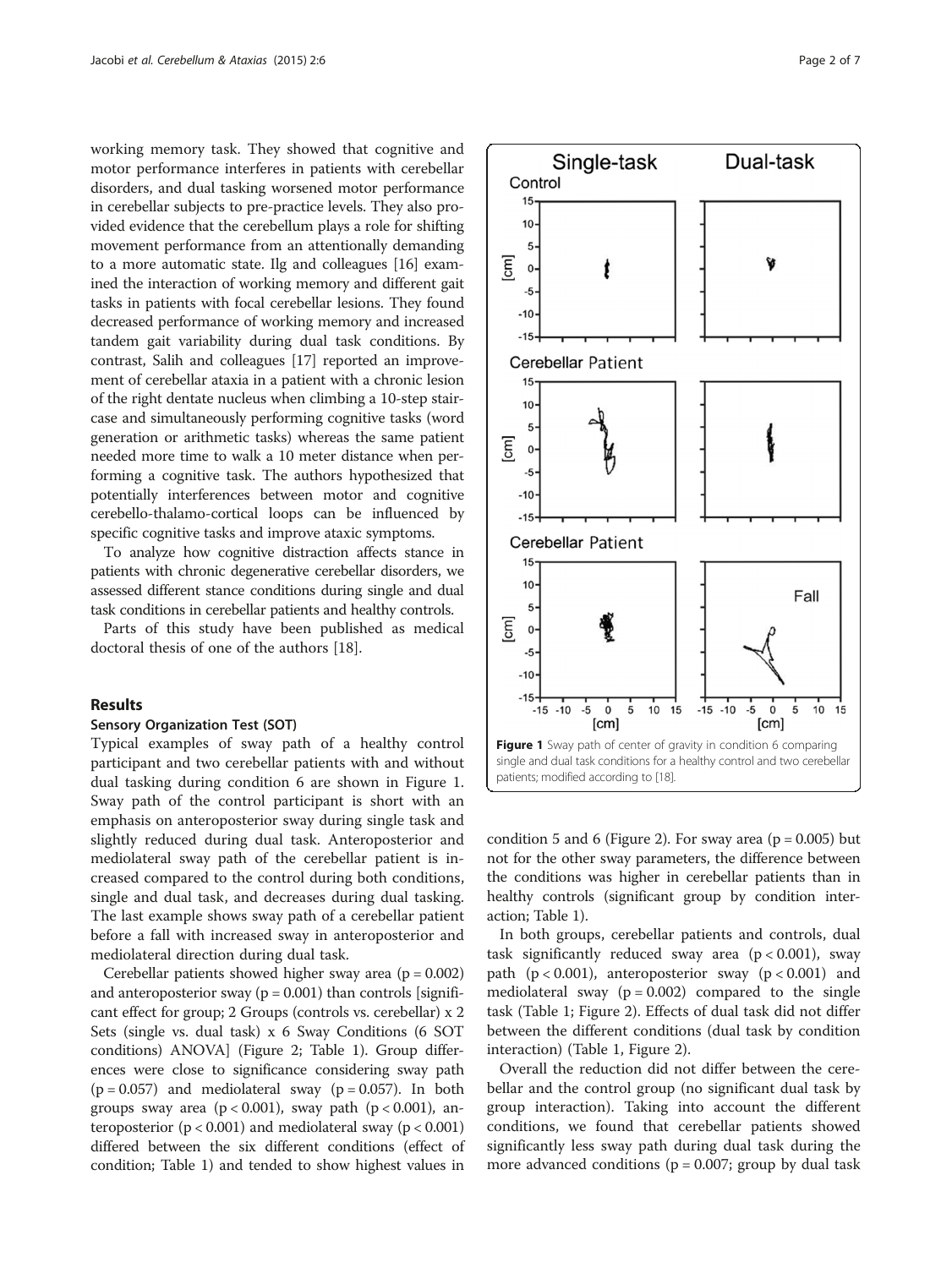working memory task. They showed that cognitive and motor performance interferes in patients with cerebellar disorders, and dual tasking worsened motor performance in cerebellar subjects to pre-practice levels. They also provided evidence that the cerebellum plays a role for shifting movement performance from an attentionally demanding to a more automatic state. Ilg and colleagues [16] examined the interaction of working memory and different gait tasks in patients with focal cerebellar lesions. They found decreased performance of working memory and increased tandem gait variability during dual task conditions. By contrast, Salih and colleagues [17] reported an improvement of cerebellar ataxia in a patient with a chronic lesion of the right dentate nucleus when climbing a 10-step staircase and simultaneously performing cognitive tasks (word generation or arithmetic tasks) whereas the same patient needed more time to walk a 10 meter distance when performing a cognitive task. The authors hypothesized that potentially interferences between motor and cognitive cerebello-thalamo-cortical loops can be influenced by specific cognitive tasks and improve ataxic symptoms.

To analyze how cognitive distraction affects stance in patients with chronic degenerative cerebellar disorders, we assessed different stance conditions during single and dual task conditions in cerebellar patients and healthy controls.

Parts of this study have been published as medical doctoral thesis of one of the authors [18].

## Results

### Sensory Organization Test (SOT)

Typical examples of sway path of a healthy control participant and two cerebellar patients with and without dual tasking during condition 6 are shown in Figure 1. Sway path of the control participant is short with an emphasis on anteroposterior sway during single task and slightly reduced during dual task. Anteroposterior and mediolateral sway path of the cerebellar patient is increased compared to the control during both conditions, single and dual task, and decreases during dual tasking. The last example shows sway path of a cerebellar patient before a fall with increased sway in anteroposterior and mediolateral direction during dual task.

Cerebellar patients showed higher sway area ($p = 0.002$) and anteroposterior sway ($p = 0.001$) than controls [significant effect for group; 2 Groups (controls vs. cerebellar) x 2 Sets (single vs. dual task) x 6 Sway Conditions (6 SOT conditions) ANOVA] (Figure 2; Table 1). Group differences were close to significance considering sway path ($p = 0.057$) and mediolateral sway ($p = 0.057$). In both groups sway area ($p < 0.001$), sway path ($p < 0.001$), anteroposterior ($p < 0.001$) and mediolateral sway ($p < 0.001$) differed between the six different conditions (effect of condition; Table 1) and tended to show highest values in condition 5 and 6 (Figure 2). For sway area ($p = 0.005$) but not for the other sway parameters, the difference between the conditions was higher in cerebellar patients than in healthy controls (significant group by condition interaction; Table 1).

In both groups, cerebellar patients and controls, dual task significantly reduced sway area ($p < 0.001$), sway path ($p < 0.001$), anteroposterior sway ($p < 0.001$) and mediolateral sway ($p = 0.002$) compared to the single task (Table 1; Figure 2). Effects of dual task did not differ between the different conditions (dual task by condition interaction) (Table 1, Figure 2).

Overall the reduction did not differ between the cerebellar and the control group (no significant dual task by group interaction). Taking into account the different conditions, we found that cerebellar patients showed significantly less sway path during dual task during the more advanced conditions ($p = 0.007$; group by dual task

**Figure 1** Sway path of center of gravity in condition 6 comparing single and dual task conditions for a healthy control and two cerebellar patients; modified according to [18].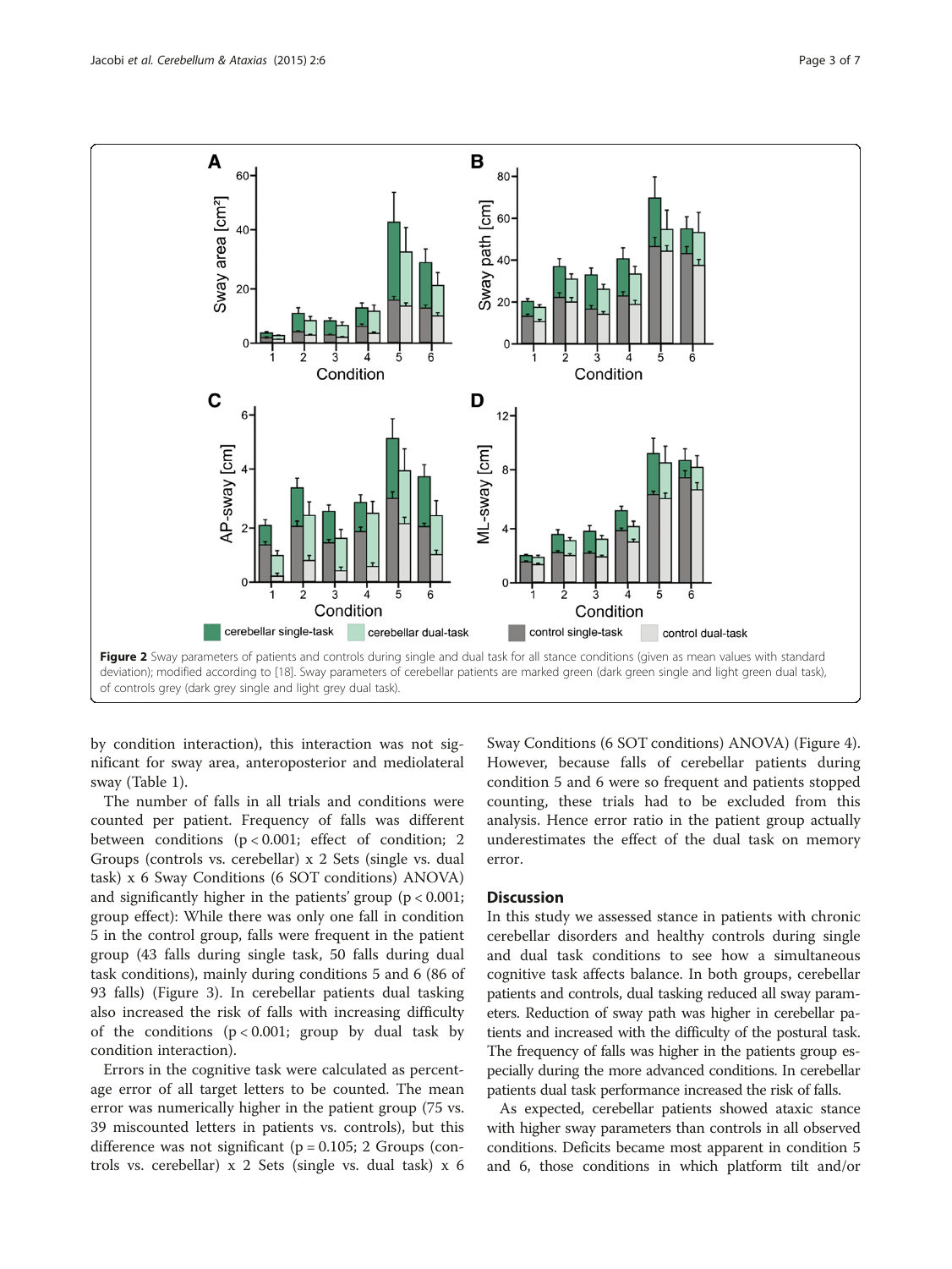**Figure 2** Sway parameters of patients and controls during single and dual task for all stance conditions (given as mean values with standard deviation); modified according to [18]. Sway parameters of cerebellar patients are marked green (dark green single and light green dual task), of controls grey (dark grey single and light grey dual task).

by condition interaction), this interaction was not significant for sway area, anteroposterior and mediolateral sway (Table 1).

The number of falls in all trials and conditions were counted per patient. Frequency of falls was different between conditions ($p < 0.001$; effect of condition; 2 Groups (controls vs. cerebellar) x 2 Sets (single vs. dual task) x 6 Sway Conditions (6 SOT conditions) ANOVA) and significantly higher in the patients' group ($p < 0.001$; group effect): While there was only one fall in condition 5 in the control group, falls were frequent in the patient group (43 falls during single task, 50 falls during dual task conditions), mainly during conditions 5 and 6 (86 of 93 falls) (Figure 3). In cerebellar patients dual tasking also increased the risk of falls with increasing difficulty of the conditions ($p < 0.001$; group by dual task by condition interaction).

Errors in the cognitive task were calculated as percentage error of all target letters to be counted. The mean error was numerically higher in the patient group (75 vs. 39 miscounted letters in patients vs. controls), but this difference was not significant ($p = 0.105$; 2 Groups (controls vs. cerebellar) x 2 Sets (single vs. dual task) x 6 Sway Conditions (6 SOT conditions) ANOVA) (Figure 4). However, because falls of cerebellar patients during condition 5 and 6 were so frequent and patients stopped counting, these trials had to be excluded from this analysis. Hence error ratio in the patient group actually underestimates the effect of the dual task on memory error.

## Discussion

In this study we assessed stance in patients with chronic cerebellar disorders and healthy controls during single and dual task conditions to show how a simultaneous cognitive task affects balance. In both groups, cerebellar patients and controls, dual tasking reduced all sway parameters. Reduction of sway path was higher in cerebellar patients and increased with the difficulty of the postural task. The frequency of falls was higher in the patients group especially during the more advanced conditions. In cerebellar patients dual task performance increased the risk of falls.

As expected, cerebellar patients showed ataxic stance with higher sway parameters than controls in all observed conditions. Deficits became most apparent in condition 5 and 6, those conditions in which platform tilt and/or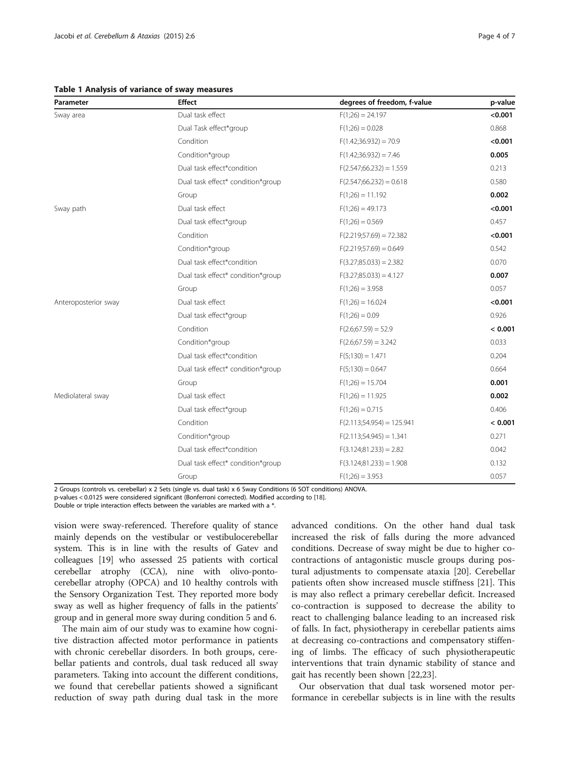**Table 1 Analysis of variance of sway measures**

| Parameter | Effect | degrees of freedom, f-value | p-value |
|---|---|---|---|
| Sway area | Dual task effect | $F(1;26) = 24.197$ | **<0.001** |
| | Dual Task effect*group | $F(1;26) = 0.028$ | 0.868 |
| | Condition | $F(1.42;36.932) = 70.9$ | **<0.001** |
| | Condition*group | $F(1.42;36.932) = 7.46$ | **0.005** |
| | Dual task effect*condition | $F(2.547;66.232) = 1.559$ | 0.213 |
| | Dual task effect* condition*group | $F(2.547;66.232) = 0.618$ | 0.580 |
| | Group | $F(1;26) = 11.192$ | **0.002** |
| Sway path | Dual task effect | $F(1;26) = 49.173$ | **<0.001** |
| | Dual task effect*group | $F(1;26) = 0.569$ | 0.457 |
| | Condition | $F(2.219;57.69) = 72.382$ | **<0.001** |
| | Condition*group | $F(2.219;57.69) = 0.649$ | 0.542 |
| | Dual task effect*condition | $F(3.27;85.033) = 2.382$ | 0.070 |
| | Dual task effect* condition*group | $F(3.27;85.033) = 4.127$ | **0.007** |
| | Group | $F(1;26) = 3.958$ | 0.057 |
| Anteroposterior sway | Dual task effect | $F(1;26) = 16.024$ | **<0.001** |
| | Dual task effect*group | $F(1;26) = 0.09$ | 0.926 |
| | Condition | $F(2.6;67.59) = 52.9$ | **< 0.001** |
| | Condition*group | $F(2.6;67.59) = 3.242$ | 0.033 |
| | Dual task effect*condition | $F(5;130) = 1.471$ | 0.204 |
| | Dual task effect* condition*group | $F(5;130) = 0.647$ | 0.664 |
| | Group | $F(1;26) = 15.704$ | **0.001** |
| Mediolateral sway | Dual task effect | $F(1;26) = 11.925$ | **0.002** |
| | Dual task effect*group | $F(1;26) = 0.715$ | 0.406 |
| | Condition | $F(2.113;54.954) = 125.941$ | **< 0.001** |
| | Condition*group | $F(2.113;54.945) = 1.341$ | 0.271 |
| | Dual task effect*condition | $F(3.124;81.233) = 2.82$ | 0.042 |
| | Dual task effect* condition*group | $F(3.124;81.233) = 1.908$ | 0.132 |
| | Group | $F(1;26) = 3.953$ | 0.057 |

2 Groups (controls vs. cerebellar) x 2 Sets (single vs. dual task) x 6 Sway Conditions (6 SOT conditions) ANOVA.
p-values < 0.0125 were considered significant (Bonferroni corrected). Modified according to [18].
Double or triple interaction effects between the variables are marked with a *.

vision were sway-referenced. Therefore quality of stance mainly depends on the vestibular or vestibulocerebellar system. This is in line with the results of Gatev and colleagues [19] who assessed 25 patients with cortical cerebellar atrophy (CCA), nine with olivo-ponto-cerebellar atrophy (OPCA) and 10 healthy controls with the Sensory Organization Test. They reported more body sway as well as higher frequency of falls in the patients' group and in general more sway during condition 5 and 6.

The main aim of our study was to examine how cognitive distraction affected motor performance in patients with chronic cerebellar disorders. In both groups, cerebellar patients and controls, dual task reduced all sway parameters. Taking into account the different conditions, we found that cerebellar patients showed a significant reduction of sway path during dual task in the more advanced conditions. On the other hand dual task increased the risk of falls during the more advanced conditions. Decrease of sway might be due to higher co-contractions of antagonistic muscle groups during postural adjustments to compensate ataxia [20]. Cerebellar patients often show increased muscle stiffness [21]. This is may also reflect a primary cerebellar deficit. Increased co-contraction is supposed to decrease the ability to react to challenging balance leading to an increased risk of falls. In fact, physiotherapy in cerebellar patients aims at decreasing co-contractions and compensatory stiffening of limbs. The efficacy of such physiotherapeutic interventions that train dynamic stability of stance and gait has recently been shown [22,23].

Our observation that dual task worsened motor performance in cerebellar subjects is in line with the results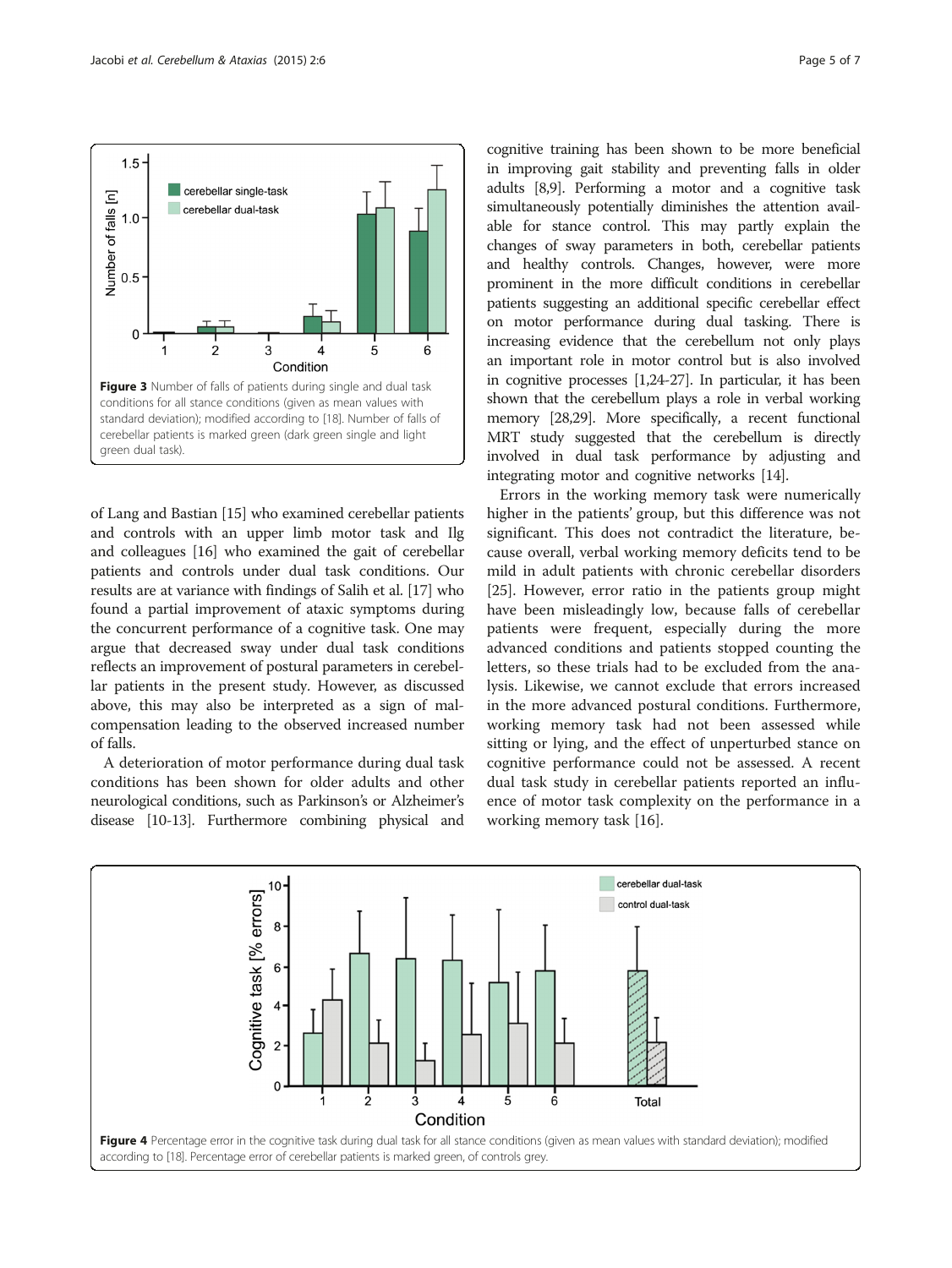Figure 3 Number of falls of patients during single and dual task conditions for all stance conditions (given as mean values with standard deviation); modified according to [18]. Number of falls of cerebellar patients is marked green (dark green single and light green dual task).

of Lang and Bastian [15] who examined cerebellar patients and controls with an upper limb motor task and Ilg and colleagues [16] who examined the gait of cerebellar patients and controls under dual task conditions. Our results are at variance with findings of Salih et al. [17] who found a partial improvement of ataxic symptoms during the concurrent performance of a cognitive task. One may argue that decreased sway under dual task conditions reflects an improvement of postural parameters in cerebellar patients in the present study. However, as discussed above, this may also be interpreted as a sign of mal-compensation leading to the observed increased number of falls.

A deterioration of motor performance during dual task conditions has been shown for older adults and other neurological conditions, such as Parkinson's or Alzheimer's disease [10-13]. Furthermore combining physical and cognitive training has been shown to be more beneficial in improving gait stability and preventing falls in older adults [8,9]. Performing a motor and a cognitive task simultaneously potentially diminishes the attention available for stance control. This may partly explain the changes of sway parameters in both, cerebellar patients and healthy controls. Changes, however, were more prominent in the more difficult conditions in cerebellar patients suggesting an additional specific cerebellar effect on motor performance during dual tasking. There is increasing evidence that the cerebellum not only plays an important role in motor control but is also involved in cognitive processes [1,24-27]. In particular, it has been shown that the cerebellum plays a role in verbal working memory [28,29]. More specifically, a recent functional MRT study suggested that the cerebellum is directly involved in dual task performance by adjusting and integrating motor and cognitive networks [14].

Errors in the working memory task were numerically higher in the patients' group, but this difference was not significant. This does not contradict the literature, because overall, verbal working memory deficits tend to be mild in adult patients with chronic cerebellar disorders [25]. However, error ratio in the patients group might have been misleadingly low, because falls of cerebellar patients were frequent, especially during the more advanced conditions and patients stopped counting the letters, so these trials had to be excluded from the analysis. Likewise, we cannot exclude that errors increased in the more advanced postural conditions. Furthermore, working memory task had not been assessed while sitting or lying, and the effect of unperturbed stance on cognitive performance could not be assessed. A recent dual task study in cerebellar patients reported an influence of motor task complexity on the performance in a working memory task [16].

Figure 4 Percentage error in the cognitive task during dual task for all stance conditions (given as mean values with standard deviation); modified according to [18]. Percentage error of cerebellar patients is marked green, of controls grey.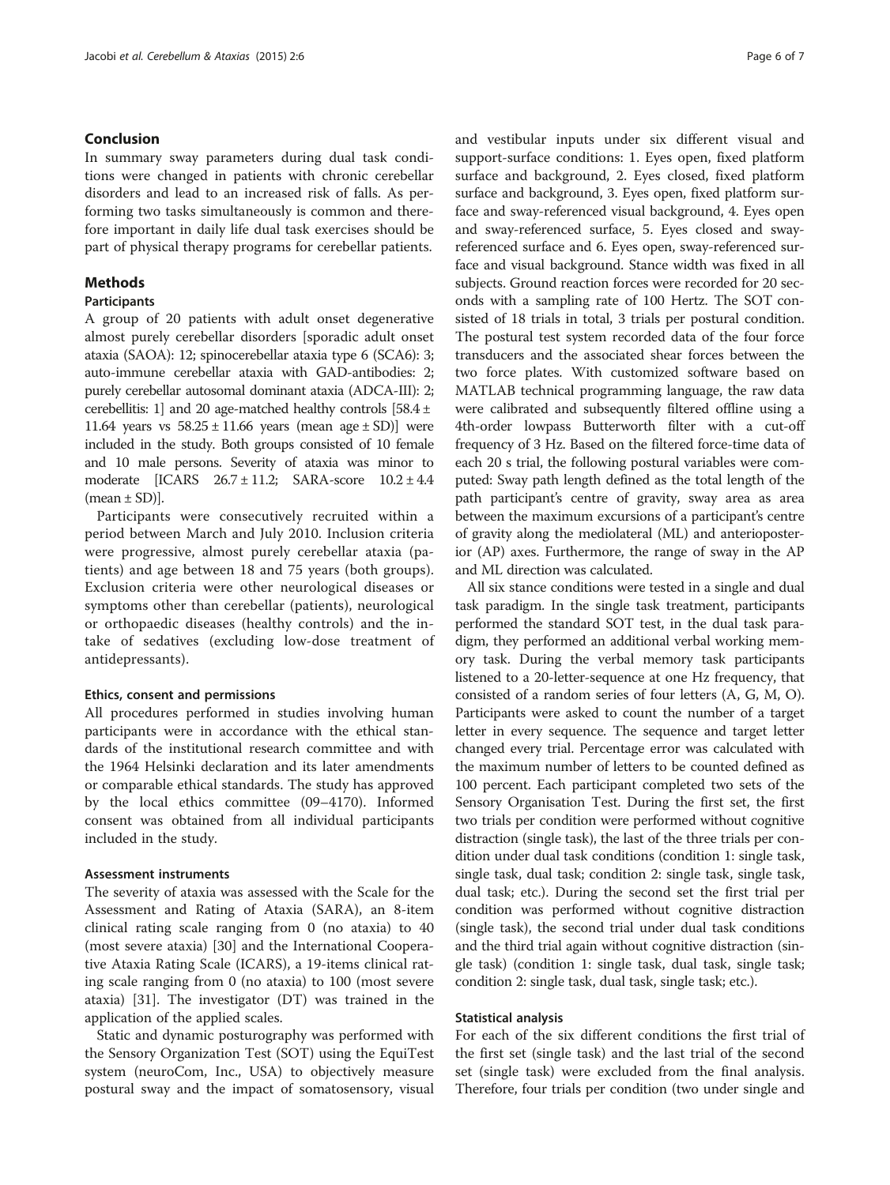## Conclusion

In summary sway parameters during dual task conditions were changed in patients with chronic cerebellar disorders and lead to an increased risk of falls. As performing two tasks simultaneously is common and therefore important in daily life dual task exercises should be part of physical therapy programs for cerebellar patients.

## Methods

### Participants

A group of 20 patients with adult onset degenerative almost purely cerebellar disorders [sporadic adult onset ataxia (SAOA): 12; spinocerebellar ataxia type 6 (SCA6): 3; auto-immune cerebellar ataxia with GAD-antibodies: 2; purely cerebellar autosomal dominant ataxia (ADCA-III): 2; cerebellitis: 1] and 20 age-matched healthy controls [58.4 ± 11.64 years vs 58.25 ± 11.66 years (mean age ± SD)] were included in the study. Both groups consisted of 10 female and 10 male persons. Severity of ataxia was minor to moderate [ICARS 26.7 ± 11.2; SARA-score 10.2 ± 4.4 (mean ± SD)].

Participants were consecutively recruited within a period between March and July 2010. Inclusion criteria were progressive, almost purely cerebellar ataxia (patients) and age between 18 and 75 years (both groups). Exclusion criteria were other neurological diseases or symptoms other than cerebellar (patients), neurological or orthopaedic diseases (healthy controls) and the intake of sedatives (excluding low-dose treatment of antidepressants).

#### Ethics, consent and permissions

All procedures performed in studies involving human participants were in accordance with the ethical standards of the institutional research committee and with the 1964 Helsinki declaration and its later amendments or comparable ethical standards. The study has approved by the local ethics committee (09–4170). Informed consent was obtained from all individual participants included in the study.

#### Assessment instruments

The severity of ataxia was assessed with the Scale for the Assessment and Rating of Ataxia (SARA), an 8-item clinical rating scale ranging from 0 (no ataxia) to 40 (most severe ataxia) [30] and the International Cooperative Ataxia Rating Scale (ICARS), a 19-items clinical rating scale ranging from 0 (no ataxia) to 100 (most severe ataxia) [31]. The investigator (DT) was trained in the application of the applied scales.

Static and dynamic posturography was performed with the Sensory Organization Test (SOT) using the EquiTest system (neuroCom, Inc., USA) to objectively measure postural sway and the impact of somatosensory, visual and vestibular inputs under six different visual and support-surface conditions: 1. Eyes open, fixed platform surface and background, 2. Eyes closed, fixed platform surface and background, 3. Eyes open, fixed platform surface and sway-referenced visual background, 4. Eyes open and sway-referenced surface, 5. Eyes closed and sway-referenced surface and 6. Eyes open, sway-referenced surface and visual background. Stance width was fixed in all subjects. Ground reaction forces were recorded for 20 seconds with a sampling rate of 100 Hertz. The SOT consisted of 18 trials in total, 3 trials per postural condition. The postural test system recorded data of the four force transducers and the associated shear forces between the two force plates. With customized software based on MATLAB technical programming language, the raw data were calibrated and subsequently filtered offline using a 4th-order lowpass Butterworth filter with a cut-off frequency of 3 Hz. Based on the filtered force-time data of each 20 s trial, the following postural variables were computed: Sway path length defined as the total length of the path participant's centre of gravity, sway area as area between the maximum excursions of a participant's centre of gravity along the mediolateral (ML) and anterioposterior (AP) axes. Furthermore, the range of sway in the AP and ML direction was calculated.

All six stance conditions were tested in a single and dual task paradigm. In the single task treatment, participants performed the standard SOT test, in the dual task paradigm, they performed an additional verbal working memory task. During the verbal memory task participants listened to a 20-letter-sequence at one Hz frequency, that consisted of a random series of four letters (A, G, M, O). Participants were asked to count the number of a target letter in every sequence. The sequence and target letter changed every trial. Percentage error was calculated with the maximum number of letters to be counted defined as 100 percent. Each participant completed two sets of the Sensory Organisation Test. During the first set, the first two trials per condition were performed without cognitive distraction (single task), the last of the three trials per condition under dual task conditions (condition 1: single task, single task, dual task; condition 2: single task, single task, dual task; etc.). During the second set the first trial per condition was performed without cognitive distraction (single task), the second trial under dual task conditions and the third trial again without cognitive distraction (single task) (condition 1: single task, dual task, single task; condition 2: single task, dual task, single task; etc.).

#### Statistical analysis

For each of the six different conditions the first trial of the first set (single task) and the last trial of the second set (single task) were excluded from the final analysis. Therefore, four trials per condition (two under single and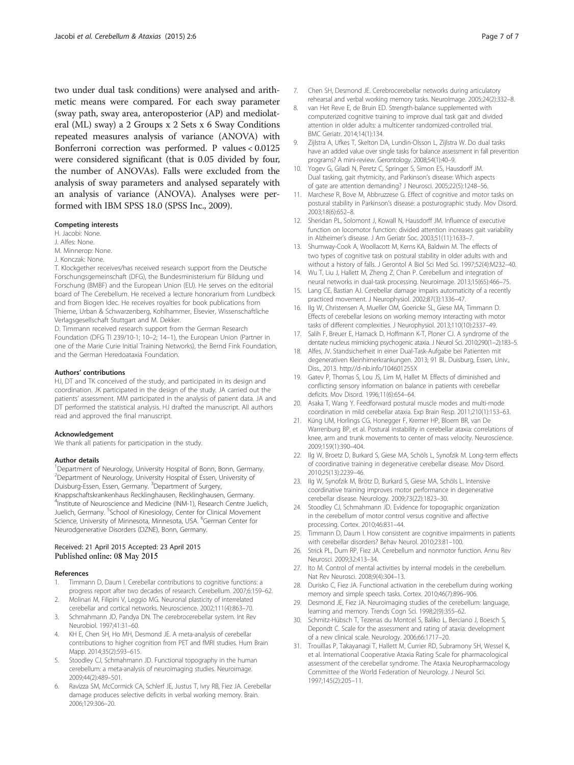two under dual task conditions) were analysed and arithmetic means were compared. For each sway parameter (sway path, sway area, anteroposterior (AP) and mediolateral (ML) sway) a 2 Groups x 2 Sets x 6 Sway Conditions repeated measures analysis of variance (ANOVA) with Bonferroni correction was performed. P values < 0.0125 were considered significant (that is 0.05 divided by four, the number of ANOVAs). Falls were excluded from the analysis of sway parameters and analysed separately with an analysis of variance (ANOVA). Analyses were performed with IBM SPSS 18.0 (SPSS Inc., 2009).

#### Competing interests

H. Jacobi: None.
J. Alfes: None.
M. Minnerop: None.
J. Konczak: None.
T. Klockgether receives/has received research support from the Deutsche Forschungsgemeinschaft (DFG), the Bundesministerium für Bildung und Forschung (BMBF) and the European Union (EU). He serves on the editorial board of The Cerebellum. He received a lecture honorarium from Lundbeck and from Biogen Idec. He receives royalties for book publications from Thieme, Urban & Schwarzenberg, Kohlhammer, Elsevier, Wissenschaftliche Verlagsgesellschaft Stuttgart and M. Dekker.
D. Timmann received research support from the German Research Foundation (DFG TI 239/10-1; 10–2; 14–1), the European Union (Partner in one of the Marie Curie Initial Training Networks), the Bernd Fink Foundation, and the German Heredoataxia Foundation.

#### Authors' contributions

HJ, DT and TK conceived of the study, and participated in its design and coordination. JK participated in the design of the study. JA carried out the patients' assessment. MM participated in the analysis of patient data. JA and DT performed the statistical analysis. HJ drafted the manuscript. All authors read and approved the final manuscript.

#### Acknowledgement

We thank all patients for participation in the study.

#### Author details

[1]Department of Neurology, University Hospital of Bonn, Bonn, Germany. [2]Department of Neurology, University Hospital of Essen, University of Duisburg-Essen, Essen, Germany. [3]Department of Surgery, Knappschaftskrankenhaus Recklinghausen, Recklinghausen, Germany. [4]Institute of Neuroscience and Medicine (INM-1), Research Centre Juelich, Juelich, Germany. [5]School of Kinesiology, Center for Clinical Movement Science, University of Minnesota, Minnesota, USA. [6]German Center for Neurodegenerative Disorders (DZNE), Bonn, Germany.

Received: 21 April 2015 Accepted: 23 April 2015
Published online: 08 May 2015

#### References

1. Timmann D, Daum I. Cerebellar contributions to cognitive functions: a progress report after two decades of research. Cerebellum. 2007;6:159–62.
2. Molinari M, Filipini V, Leggio MG. Neuronal plasticity of interrelated cerebellar and cortical networks. Neuroscience. 2002;111(4):863–70.
3. Schmahmann JD, Pandya DN. The cerebrocerebellar system. Int Rev Neurobiol. 1997;41:31–60.
4. KH E, Chen SH, Ho MH, Desmond JE. A meta-analysis of cerebellar contributions to higher cognition from PET and fMRI studies. Hum Brain Mapp. 2014;35(2):593–615.
5. Stoodley CJ, Schmahmann JD. Functional topography in the human cerebellum: a meta-analysis of neuroimaging studies. Neuroimage. 2009;44(2):489–501.
6. Ravizza SM, McCormick CA, Schlerf JE, Justus T, Ivry RB, Fiez JA. Cerebellar damage produces selective deficits in verbal working memory. Brain. 2006;129:306–20.
7. Chen SH, Desmond JE. Cerebrocerebellar networks during articulatory rehearsal and verbal working memory tasks. NeuroImage. 2005;24(2):332–8.
8. van Het Reve E, de Bruin ED. Strength-balance supplemented with computerized cognitive training to improve dual task gait and divided attention in older adults: a multicenter randomized-controlled trial. BMC Geriatr. 2014;14(1):134.
9. Zijlstra A, Ufkes T, Skelton DA, Lundin-Olsson L, Zijlstra W. Do dual tasks have an added value over single tasks for balance assessment in fall prevention programs? A mini-review. Gerontology. 2008;54(1):40–9.
10. Yogev G, Giladi N, Peretz C, Springer S, Simon ES, Hausdorff JM. Dual tasking, gait rhytmicity, and Parkinson's disease: Which aspects of gate are attention demanding? J Neurosci. 2005;22(5):1248–56.
11. Marchese R, Bove M, Abbruzzese G. Effect of cognitive and motor tasks on postural stability in Parkinson's disease: a posturographic study. Mov Disord. 2003;18(6):652–8.
12. Sheridan PL, Solomont J, Kowall N, Hausdorff JM. Influence of executive function on locomotor function: divided attention increases gait variability in Alzheimer's disease. J Am Geriatr Soc. 2003;51(11):1633–7.
13. Shumway-Cook A, Woollacott M, Kerns KA, Baldwin M. The effects of two types of cognitive task on postural stability in older adults with and without a history of falls. J Gerontol A Biol Sci Med Sci. 1997;52(4):M232–40.
14. Wu T, Liu J, Hallett M, Zheng Z, Chan P. Cerebellum and integration of neural networks in dual-task processing. Neuroimage. 2013;15(65):466–75.
15. Lang CE, Bastian AJ. Cerebellar damage impairs automaticity of a recently practiced movement. J Neurophysiol. 2002;87(3):1336–47.
16. Ilg W, Christensen A, Mueller OM, Goericke SL, Giese MA, Timmann D. Effects of cerebellar lesions on working memory interacting with motor tasks of different complexities. J Neurophysiol. 2013;110(10):2337–49.
17. Salih F, Breuer E, Harnack D, Hoffmann K-T, Ploner CJ. A syndrome of the dentate nucleus mimicking psychogenic ataxia. J Neurol Sci. 2010;290(1–2):183–5.
18. Alfes, JV. Standsicherheit in einer Dual-Task-Aufgabe bei Patienten mit degenerativen Kleinhirnerkrankungen. 2013; 91 Bl.. Duisburg, Essen, Univ., Diss., 2013. http://d-nb.info/104601255X
19. Gatev P, Thomas S, Lou JS, Lim M, Hallet M. Effects of diminished and conflicting sensory information on balance in patients with cerebellar deficits. Mov Disord. 1996;11(6):654–64.
20. Asaka T, Wang Y. Feedforward postural muscle modes and multi-mode coordination in mild cerebellar ataxia. Exp Brain Resp. 2011;210(1):153–63.
21. Küng UM, Horlings CG, Honegger F, Kremer HP, Bloem BR, van De Warrenburg BP, et al. Postural instability in cerebellar ataxia: correlations of knee, arm and trunk movements to center of mass velocity. Neuroscience. 2009;159(1):390–404.
22. Ilg W, Broetz D, Burkard S, Giese MA, Schöls L, Synofzik M. Long-term effects of coordinative training in degenerative cerebellar disease. Mov Disord. 2010;25(13):2239–46.
23. Ilg W, Synofzik M, Brötz D, Burkard S, Giese MA, Schöls L. Intensive coordinative training improves motor performance in degenerative cerebellar disease. Neurology. 2009;73(22):1823–30.
24. Stoodley CJ, Schmahmann JD. Evidence for topographic organization in the cerebellum of motor control versus cognitive and affective processing. Cortex. 2010;46:831–44.
25. Timmann D, Daum I. How consistent are cognitive impairments in patients with cerebellar disorders? Behav Neurol. 2010;23:81–100.
26. Strick PL, Dum RP, Fiez JA. Cerebellum and nonmotor function. Annu Rev Neurosci. 2009;32:413–34.
27. Ito M. Control of mental activities by internal models in the cerebellum. Nat Rev Neurosci. 2008;9(4):304–13.
28. Durisko C, Fiez JA. Functional activation in the cerebellum during working memory and simple speech tasks. Cortex. 2010;46(7):896–906.
29. Desmond JE, Fiez JA. Neuroimaging studies of the cerebellum: language, learning and memory. Trends Cogn Sci. 1998;2(9):355–62.
30. Schmitz-Hübsch T, Tezenas du Montcel S, Baliko L, Berciano J, Boesch S, Depondt C. Scale for the assessment and rating of ataxia: development of a new clinical scale. Neurology. 2006;66:1717–20.
31. Trouillas P, Takayanagi T, Hallett M, Currier RD, Subramony SH, Wessel K, et al. International Cooperative Ataxia Rating Scale for pharmacological assessment of the cerebellar syndrome. The Ataxia Neuropharmacology Committee of the World Federation of Neurology. J Neurol Sci. 1997;145(2):205–11.